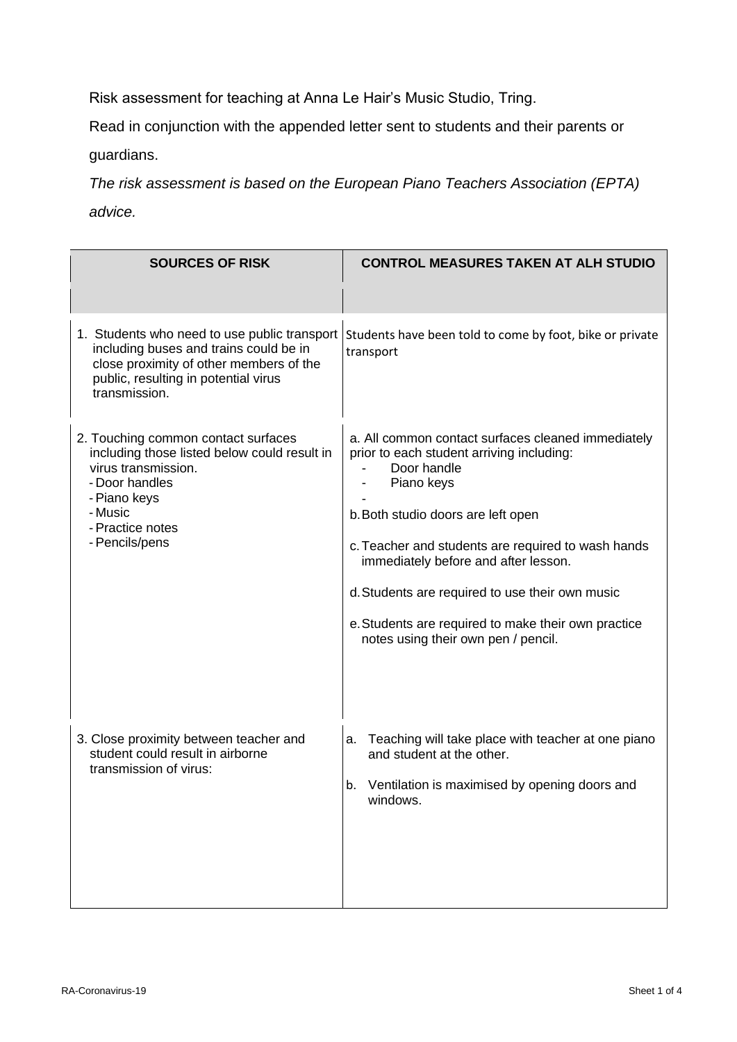Risk assessment for teaching at Anna Le Hair's Music Studio, Tring.

Read in conjunction with the appended letter sent to students and their parents or guardians.

*The risk assessment is based on the European Piano Teachers Association (EPTA) advice.*

| SOURCES OF RISK | CONTROL MEASURES TAKEN AT ALH STUDIO |
|---|---|
| 1. Students who need to use public transport including buses and trains could be in close proximity of other members of the public, resulting in potential virus transmission. | Students have been told to come by foot, bike or private transport |
| 2. Touching common contact surfaces including those listed below could result in virus transmission.<br>- Door handles<br>- Piano keys<br>- Music<br>- Practice notes<br>- Pencils/pens | a. All common contact surfaces cleaned immediately prior to each student arriving including:<br>- Door handle<br>- Piano keys<br>-<br>b. Both studio doors are left open<br>c. Teacher and students are required to wash hands immediately before and after lesson.<br>d. Students are required to use their own music<br>e. Students are required to make their own practice notes using their own pen / pencil. |
| 3. Close proximity between teacher and student could result in airborne transmission of virus: | a. Teaching will take place with teacher at one piano and student at the other.<br>b. Ventilation is maximised by opening doors and windows. |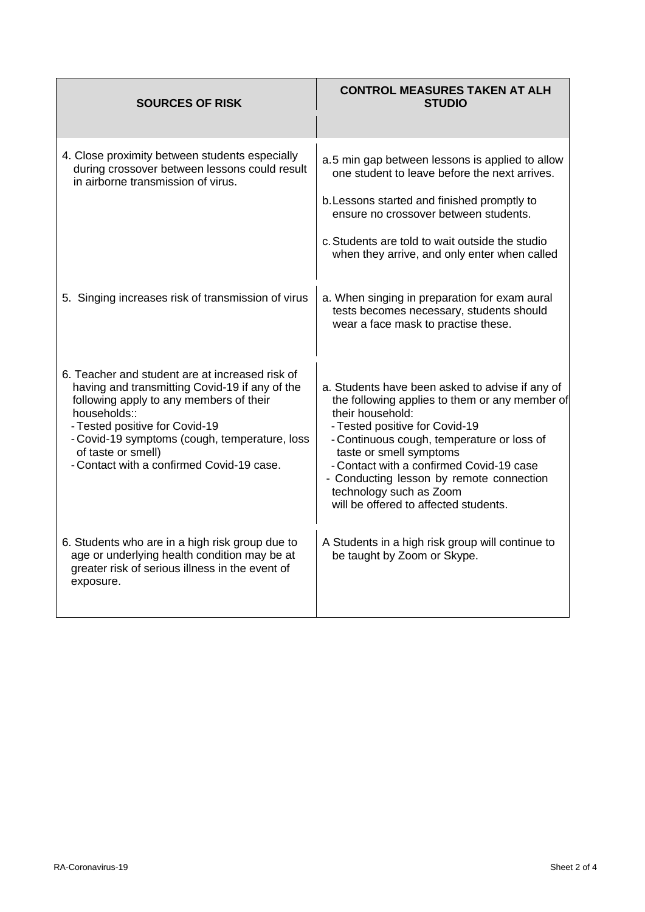| SOURCES OF RISK | CONTROL MEASURES TAKEN AT ALH STUDIO |
|---|---|
| 4. Close proximity between students especially during crossover between lessons could result in airborne transmission of virus. | a. 5 min gap between lessons is applied to allow one student to leave before the next arrives.<br><br>b. Lessons started and finished promptly to ensure no crossover between students.<br><br>c. Students are told to wait outside the studio when they arrive, and only enter when called |
| 5. Singing increases risk of transmission of virus | a. When singing in preparation for exam aural tests becomes necessary, students should wear a face mask to practise these. |
| 6. Teacher and student are at increased risk of having and transmitting Covid-19 if any of the following apply to any members of their households::<br>- Tested positive for Covid-19<br>- Covid-19 symptoms (cough, temperature, loss of taste or smell)<br>- Contact with a confirmed Covid-19 case. | a. Students have been asked to advise if any of the following applies to them or any member of their household:<br>- Tested positive for Covid-19<br>- Continuous cough, temperature or loss of taste or smell symptoms<br>- Contact with a confirmed Covid-19 case<br>- Conducting lesson by remote connection technology such as Zoom will be offered to affected students. |
| 6. Students who are in a high risk group due to age or underlying health condition may be at greater risk of serious illness in the event of exposure. | A Students in a high risk group will continue to be taught by Zoom or Skype. |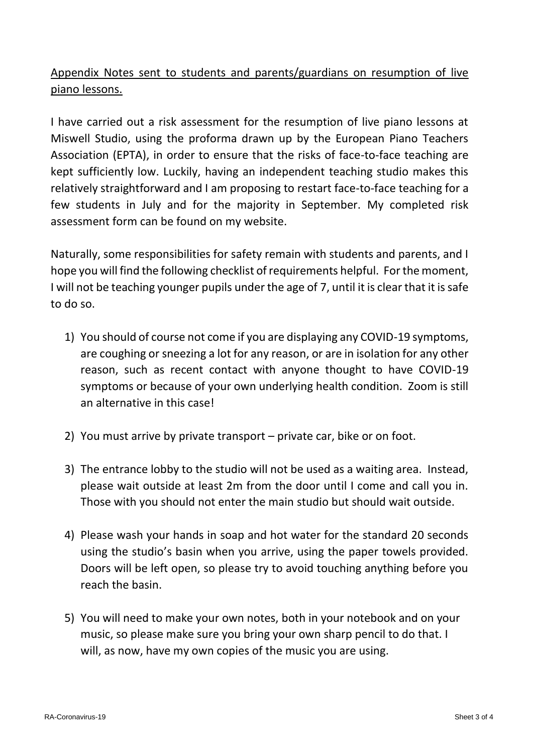Appendix Notes sent to students and parents/guardians on resumption of live piano lessons.

I have carried out a risk assessment for the resumption of live piano lessons at Miswell Studio, using the proforma drawn up by the European Piano Teachers Association (EPTA), in order to ensure that the risks of face-to-face teaching are kept sufficiently low. Luckily, having an independent teaching studio makes this relatively straightforward and I am proposing to restart face-to-face teaching for a few students in July and for the majority in September. My completed risk assessment form can be found on my website.

Naturally, some responsibilities for safety remain with students and parents, and I hope you will find the following checklist of requirements helpful. For the moment, I will not be teaching younger pupils under the age of 7, until it is clear that it is safe to do so.

1) You should of course not come if you are displaying any COVID-19 symptoms, are coughing or sneezing a lot for any reason, or are in isolation for any other reason, such as recent contact with anyone thought to have COVID-19 symptoms or because of your own underlying health condition. Zoom is still an alternative in this case!

2) You must arrive by private transport – private car, bike or on foot.

3) The entrance lobby to the studio will not be used as a waiting area. Instead, please wait outside at least 2m from the door until I come and call you in. Those with you should not enter the main studio but should wait outside.

4) Please wash your hands in soap and hot water for the standard 20 seconds using the studio's basin when you arrive, using the paper towels provided. Doors will be left open, so please try to avoid touching anything before you reach the basin.

5) You will need to make your own notes, both in your notebook and on your music, so please make sure you bring your own sharp pencil to do that. I will, as now, have my own copies of the music you are using.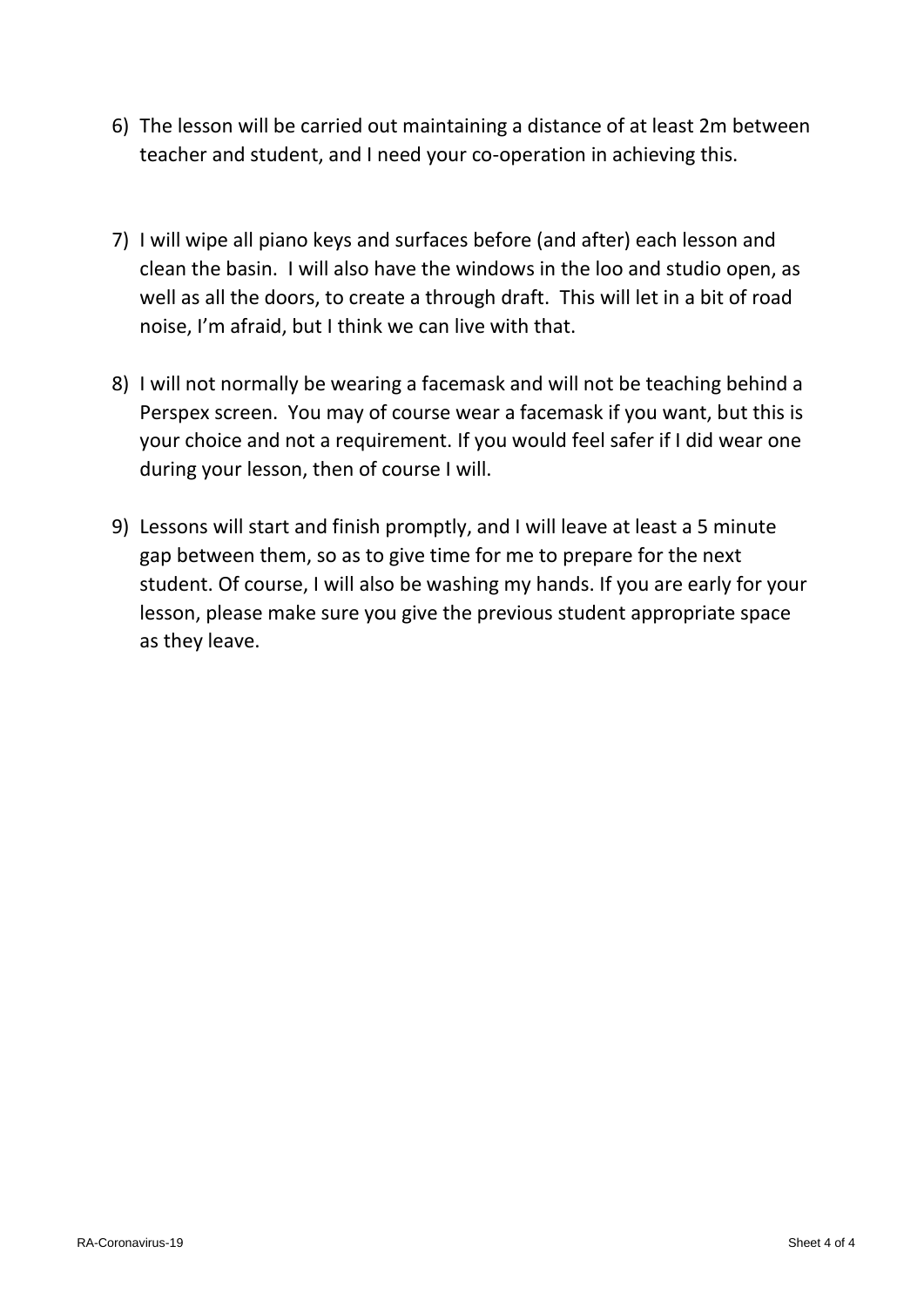6) The lesson will be carried out maintaining a distance of at least 2m between teacher and student, and I need your co-operation in achieving this.

7) I will wipe all piano keys and surfaces before (and after) each lesson and clean the basin. I will also have the windows in the loo and studio open, as well as all the doors, to create a through draft. This will let in a bit of road noise, I'm afraid, but I think we can live with that.

8) I will not normally be wearing a facemask and will not be teaching behind a Perspex screen. You may of course wear a facemask if you want, but this is your choice and not a requirement. If you would feel safer if I did wear one during your lesson, then of course I will.

9) Lessons will start and finish promptly, and I will leave at least a 5 minute gap between them, so as to give time for me to prepare for the next student. Of course, I will also be washing my hands. If you are early for your lesson, please make sure you give the previous student appropriate space as they leave.